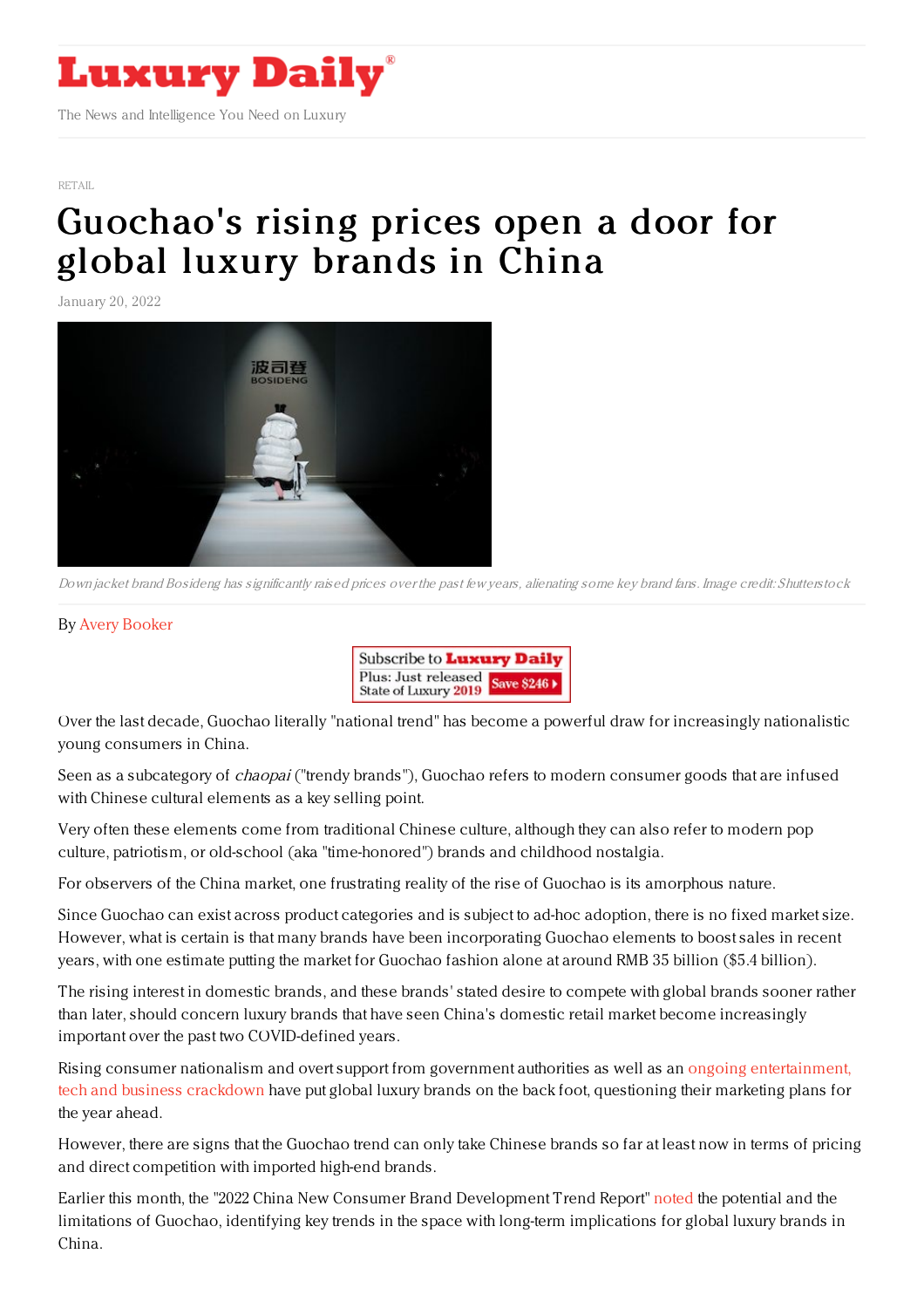RETAIL

# Guochao's rising prices open a door for global luxury brands in China

January 20, 2022

*Down jacket brand Bosideng has significantly raised prices over the past few years, alienating some key brand fans. Image credit: Shutterstock*

By Avery Booker

Over the last decade, Guochao literally "national trend" has become a powerful draw for increasingly nationalistic young consumers in China.

Seen as a subcategory of *chaopai* ("trendy brands"), Guochao refers to modern consumer goods that are infused with Chinese cultural elements as a key selling point.

Very often these elements come from traditional Chinese culture, although they can also refer to modern pop culture, patriotism, or old-school (aka "time-honored") brands and childhood nostalgia.

For observers of the China market, one frustrating reality of the rise of Guochao is its amorphous nature.

Since Guochao can exist across product categories and is subject to ad-hoc adoption, there is no fixed market size. However, what is certain is that many brands have been incorporating Guochao elements to boost sales in recent years, with one estimate putting the market for Guochao fashion alone at around RMB 35 billion ($5.4 billion).

The rising interest in domestic brands, and these brands' stated desire to compete with global brands sooner rather than later, should concern luxury brands that have seen China's domestic retail market become increasingly important over the past two COVID-defined years.

Rising consumer nationalism and overt support from government authorities as well as an ongoing entertainment, tech and business crackdown have put global luxury brands on the back foot, questioning their marketing plans for the year ahead.

However, there are signs that the Guochao trend can only take Chinese brands so far at least now in terms of pricing and direct competition with imported high-end brands.

Earlier this month, the "2022 China New Consumer Brand Development Trend Report" noted the potential and the limitations of Guochao, identifying key trends in the space with long-term implications for global luxury brands in China.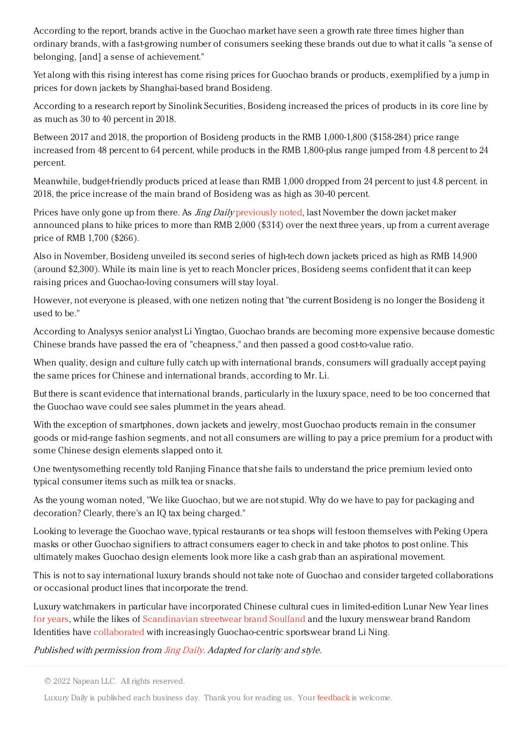According to the report, brands active in the Guochao market have seen a growth rate three times higher than ordinary brands, with a fast-growing number of consumers seeking these brands out due to what it calls "a sense of belonging, [and] a sense of achievement."

Yet along with this rising interest has come rising prices for Guochao brands or products, exemplified by a jump in prices for down jackets by Shanghai-based brand Bosideng.

According to a research report by Sinolink Securities, Bosideng increased the prices of products in its core line by as much as 30 to 40 percent in 2018.

Between 2017 and 2018, the proportion of Bosideng products in the RMB 1,000-1,800 ($158-284) price range increased from 48 percent to 64 percent, while products in the RMB 1,800-plus range jumped from 4.8 percent to 24 percent.

Meanwhile, budget-friendly products priced at lease than RMB 1,000 dropped from 24 percent to just 4.8 percent. in 2018, the price increase of the main brand of Bosideng was as high as 30-40 percent.

Prices have only gone up from there. As *Jing Daily* previously noted, last November the down jacket maker announced plans to hike prices to more than RMB 2,000 ($314) over the next three years, up from a current average price of RMB 1,700 ($266).

Also in November, Bosideng unveiled its second series of high-tech down jackets priced as high as RMB 14,900 (around $2,300). While its main line is yet to reach Moncler prices, Bosideng seems confident that it can keep raising prices and Guochao-loving consumers will stay loyal.

However, not everyone is pleased, with one netizen noting that "the current Bosideng is no longer the Bosideng it used to be."

According to Analysys senior analyst Li Yingtao, Guochao brands are becoming more expensive because domestic Chinese brands have passed the era of "cheapness," and then passed a good cost-to-value ratio.

When quality, design and culture fully catch up with international brands, consumers will gradually accept paying the same prices for Chinese and international brands, according to Mr. Li.

But there is scant evidence that international brands, particularly in the luxury space, need to be too concerned that the Guochao wave could see sales plummet in the years ahead.

With the exception of smartphones, down jackets and jewelry, most Guochao products remain in the consumer goods or mid-range fashion segments, and not all consumers are willing to pay a price premium for a product with some Chinese design elements slapped onto it.

One twentysomething recently told Ranjing Finance that she fails to understand the price premium levied onto typical consumer items such as milk tea or snacks.

As the young woman noted, "We like Guochao, but we are not stupid. Why do we have to pay for packaging and decoration? Clearly, there's an IQ tax being charged."

Looking to leverage the Guochao wave, typical restaurants or tea shops will festoon themselves with Peking Opera masks or other Guochao signifiers to attract consumers eager to check in and take photos to post online. This ultimately makes Guochao design elements look more like a cash grab than an aspirational movement.

This is not to say international luxury brands should not take note of Guochao and consider targeted collaborations or occasional product lines that incorporate the trend.

Luxury watchmakers in particular have incorporated Chinese cultural cues in limited-edition Lunar New Year lines for years, while the likes of Scandinavian streetwear brand Soulland and the luxury menswear brand Random Identities have collaborated with increasingly Guochao-centric sportswear brand Li Ning.

*Published with permission from Jing Daily. Adapted for clarity and style.*

© 2022 Napean LLC. All rights reserved.

Luxury Daily is published each business day. Thank you for reading us. Your feedback is welcome.